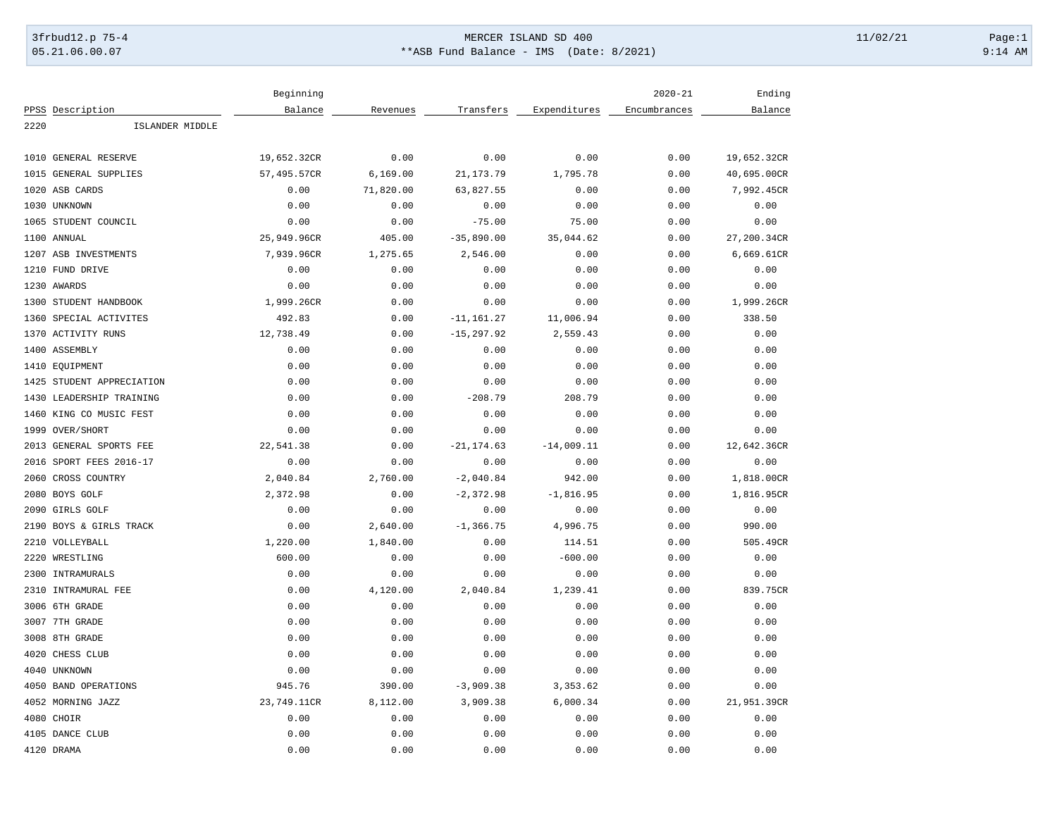MERCER ISLAND SD 400

**ASB Fund Balance - IMS (Date: 8/2021)

| PPSS | Description | Beginning Balance | Revenues | Transfers | Expenditures | 2020-21 Encumbrances | Ending Balance |
|---|---|---|---|---|---|---|---|
| 2220 | ISLANDER MIDDLE | | | | | | |
| 1010 | GENERAL RESERVE | 19,652.32CR | 0.00 | 0.00 | 0.00 | 0.00 | 19,652.32CR |
| 1015 | GENERAL SUPPLIES | 57,495.57CR | 6,169.00 | 21,173.79 | 1,795.78 | 0.00 | 40,695.00CR |
| 1020 | ASB CARDS | 0.00 | 71,820.00 | 63,827.55 | 0.00 | 0.00 | 7,992.45CR |
| 1030 | UNKNOWN | 0.00 | 0.00 | 0.00 | 0.00 | 0.00 | 0.00 |
| 1065 | STUDENT COUNCIL | 0.00 | 0.00 | -75.00 | 75.00 | 0.00 | 0.00 |
| 1100 | ANNUAL | 25,949.96CR | 405.00 | -35,890.00 | 35,044.62 | 0.00 | 27,200.34CR |
| 1207 | ASB INVESTMENTS | 7,939.96CR | 1,275.65 | 2,546.00 | 0.00 | 0.00 | 6,669.61CR |
| 1210 | FUND DRIVE | 0.00 | 0.00 | 0.00 | 0.00 | 0.00 | 0.00 |
| 1230 | AWARDS | 0.00 | 0.00 | 0.00 | 0.00 | 0.00 | 0.00 |
| 1300 | STUDENT HANDBOOK | 1,999.26CR | 0.00 | 0.00 | 0.00 | 0.00 | 1,999.26CR |
| 1360 | SPECIAL ACTIVITES | 492.83 | 0.00 | -11,161.27 | 11,006.94 | 0.00 | 338.50 |
| 1370 | ACTIVITY RUNS | 12,738.49 | 0.00 | -15,297.92 | 2,559.43 | 0.00 | 0.00 |
| 1400 | ASSEMBLY | 0.00 | 0.00 | 0.00 | 0.00 | 0.00 | 0.00 |
| 1410 | EQUIPMENT | 0.00 | 0.00 | 0.00 | 0.00 | 0.00 | 0.00 |
| 1425 | STUDENT APPRECIATION | 0.00 | 0.00 | 0.00 | 0.00 | 0.00 | 0.00 |
| 1430 | LEADERSHIP TRAINING | 0.00 | 0.00 | -208.79 | 208.79 | 0.00 | 0.00 |
| 1460 | KING CO MUSIC FEST | 0.00 | 0.00 | 0.00 | 0.00 | 0.00 | 0.00 |
| 1999 | OVER/SHORT | 0.00 | 0.00 | 0.00 | 0.00 | 0.00 | 0.00 |
| 2013 | GENERAL SPORTS FEE | 22,541.38 | 0.00 | -21,174.63 | -14,009.11 | 0.00 | 12,642.36CR |
| 2016 | SPORT FEES 2016-17 | 0.00 | 0.00 | 0.00 | 0.00 | 0.00 | 0.00 |
| 2060 | CROSS COUNTRY | 2,040.84 | 2,760.00 | -2,040.84 | 942.00 | 0.00 | 1,818.00CR |
| 2080 | BOYS GOLF | 2,372.98 | 0.00 | -2,372.98 | -1,816.95 | 0.00 | 1,816.95CR |
| 2090 | GIRLS GOLF | 0.00 | 0.00 | 0.00 | 0.00 | 0.00 | 0.00 |
| 2190 | BOYS & GIRLS TRACK | 0.00 | 2,640.00 | -1,366.75 | 4,996.75 | 0.00 | 990.00 |
| 2210 | VOLLEYBALL | 1,220.00 | 1,840.00 | 0.00 | 114.51 | 0.00 | 505.49CR |
| 2220 | WRESTLING | 600.00 | 0.00 | 0.00 | -600.00 | 0.00 | 0.00 |
| 2300 | INTRAMURALS | 0.00 | 0.00 | 0.00 | 0.00 | 0.00 | 0.00 |
| 2310 | INTRAMURAL FEE | 0.00 | 4,120.00 | 2,040.84 | 1,239.41 | 0.00 | 839.75CR |
| 3006 | 6TH GRADE | 0.00 | 0.00 | 0.00 | 0.00 | 0.00 | 0.00 |
| 3007 | 7TH GRADE | 0.00 | 0.00 | 0.00 | 0.00 | 0.00 | 0.00 |
| 3008 | 8TH GRADE | 0.00 | 0.00 | 0.00 | 0.00 | 0.00 | 0.00 |
| 4020 | CHESS CLUB | 0.00 | 0.00 | 0.00 | 0.00 | 0.00 | 0.00 |
| 4040 | UNKNOWN | 0.00 | 0.00 | 0.00 | 0.00 | 0.00 | 0.00 |
| 4050 | BAND OPERATIONS | 945.76 | 390.00 | -3,909.38 | 3,353.62 | 0.00 | 0.00 |
| 4052 | MORNING JAZZ | 23,749.11CR | 8,112.00 | 3,909.38 | 6,000.34 | 0.00 | 21,951.39CR |
| 4080 | CHOIR | 0.00 | 0.00 | 0.00 | 0.00 | 0.00 | 0.00 |
| 4105 | DANCE CLUB | 0.00 | 0.00 | 0.00 | 0.00 | 0.00 | 0.00 |
| 4120 | DRAMA | 0.00 | 0.00 | 0.00 | 0.00 | 0.00 | 0.00 |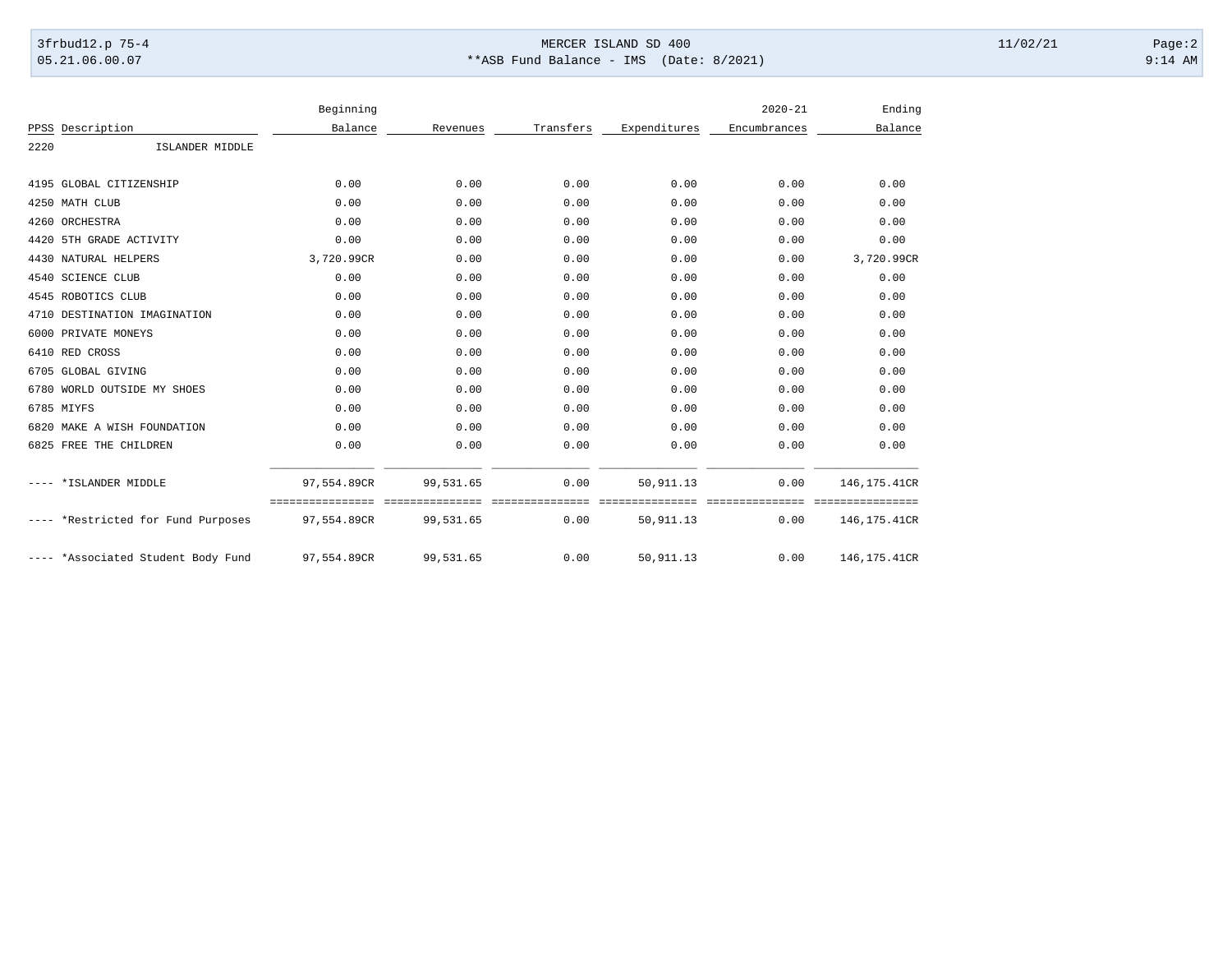| PPSS | Description | Beginning Balance | Revenues | Transfers | Expenditures | 2020-21 Encumbrances | Ending Balance |
|---|---|---|---|---|---|---|---|
| 2220 | ISLANDER MIDDLE | | | | | | |
| 4195 | GLOBAL CITIZENSHIP | 0.00 | 0.00 | 0.00 | 0.00 | 0.00 | 0.00 |
| 4250 | MATH CLUB | 0.00 | 0.00 | 0.00 | 0.00 | 0.00 | 0.00 |
| 4260 | ORCHESTRA | 0.00 | 0.00 | 0.00 | 0.00 | 0.00 | 0.00 |
| 4420 | 5TH GRADE ACTIVITY | 0.00 | 0.00 | 0.00 | 0.00 | 0.00 | 0.00 |
| 4430 | NATURAL HELPERS | 3,720.99CR | 0.00 | 0.00 | 0.00 | 0.00 | 3,720.99CR |
| 4540 | SCIENCE CLUB | 0.00 | 0.00 | 0.00 | 0.00 | 0.00 | 0.00 |
| 4545 | ROBOTICS CLUB | 0.00 | 0.00 | 0.00 | 0.00 | 0.00 | 0.00 |
| 4710 | DESTINATION IMAGINATION | 0.00 | 0.00 | 0.00 | 0.00 | 0.00 | 0.00 |
| 6000 | PRIVATE MONEYS | 0.00 | 0.00 | 0.00 | 0.00 | 0.00 | 0.00 |
| 6410 | RED CROSS | 0.00 | 0.00 | 0.00 | 0.00 | 0.00 | 0.00 |
| 6705 | GLOBAL GIVING | 0.00 | 0.00 | 0.00 | 0.00 | 0.00 | 0.00 |
| 6780 | WORLD OUTSIDE MY SHOES | 0.00 | 0.00 | 0.00 | 0.00 | 0.00 | 0.00 |
| 6785 | MIYFS | 0.00 | 0.00 | 0.00 | 0.00 | 0.00 | 0.00 |
| 6820 | MAKE A WISH FOUNDATION | 0.00 | 0.00 | 0.00 | 0.00 | 0.00 | 0.00 |
| 6825 | FREE THE CHILDREN | 0.00 | 0.00 | 0.00 | 0.00 | 0.00 | 0.00 |
| ---- | *ISLANDER MIDDLE | 97,554.89CR | 99,531.65 | 0.00 | 50,911.13 | 0.00 | 146,175.41CR |
| ---- | *Restricted for Fund Purposes | 97,554.89CR | 99,531.65 | 0.00 | 50,911.13 | 0.00 | 146,175.41CR |
| ---- | *Associated Student Body Fund | 97,554.89CR | 99,531.65 | 0.00 | 50,911.13 | 0.00 | 146,175.41CR |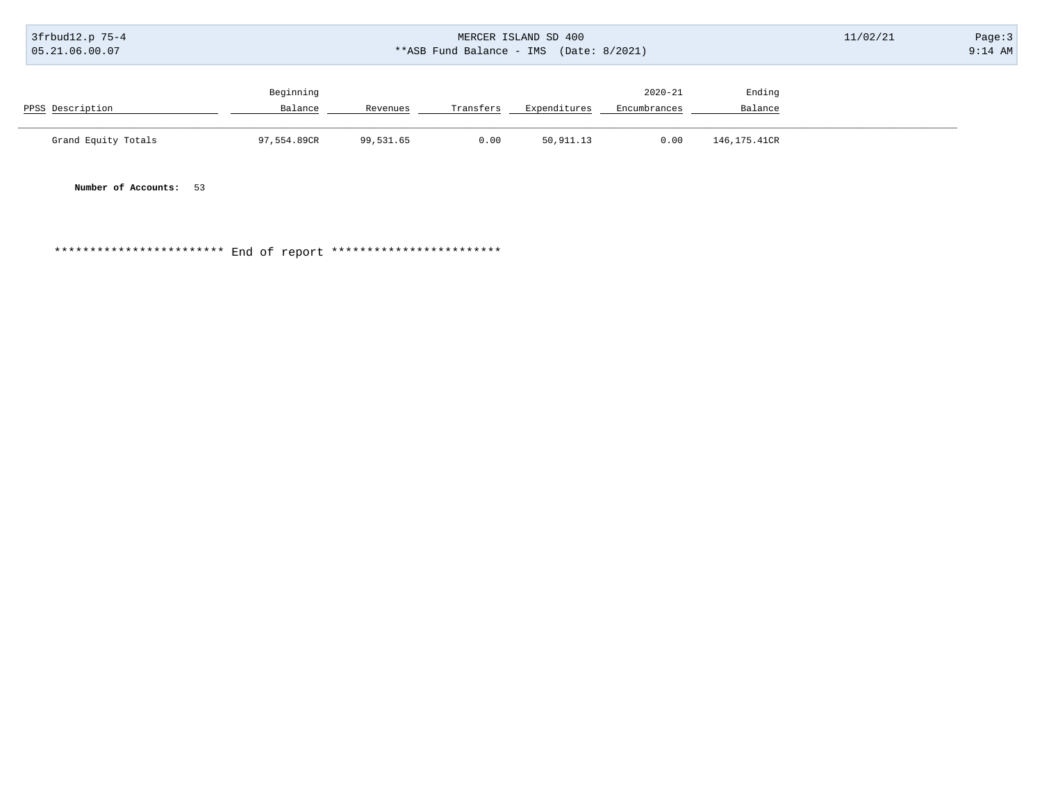| PPSS | Description | Beginning Balance | Revenues | Transfers | Expenditures | 2020-21 Encumbrances | Ending Balance |
|---|---|---|---|---|---|---|---|
| | Grand Equity Totals | 97,554.89CR | 99,531.65 | 0.00 | 50,911.13 | 0.00 | 146,175.41CR |

**Number of Accounts:** 53

************************ End of report ************************